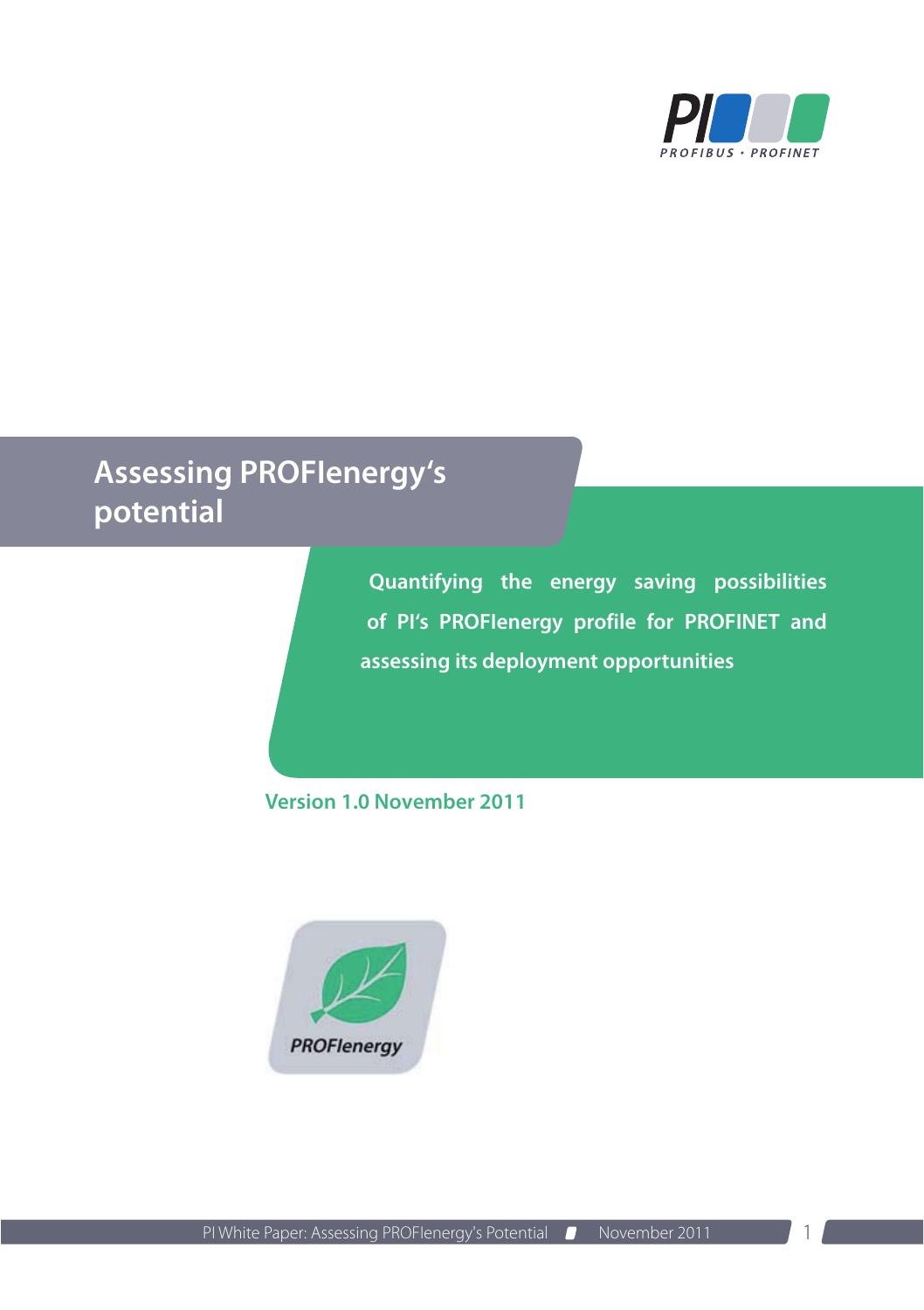# Assessing PROFIenergy's potential

**Quantifying the energy saving possibilities of PI's PROFIenergy profile for PROFINET and assessing its deployment opportunities**

Version 1.0 November 2011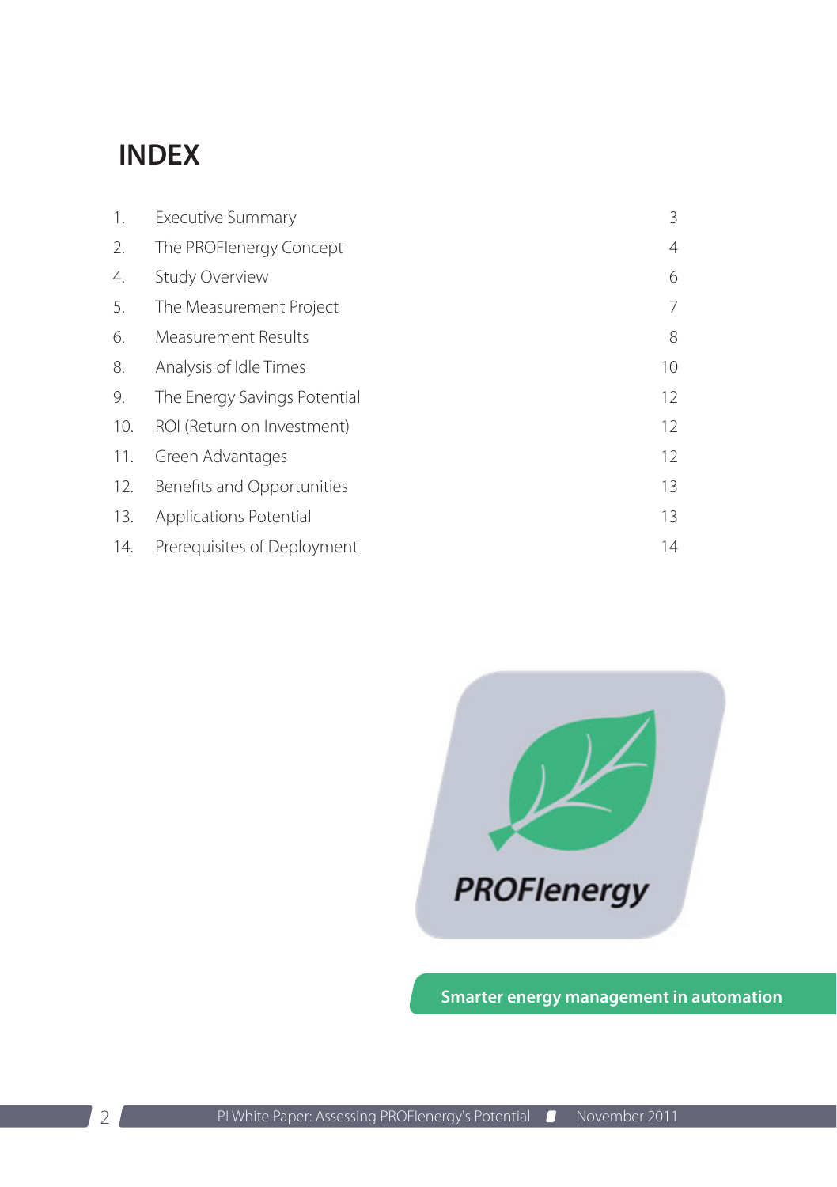# INDEX

| | | |
|---|---|---|
| 1. | Executive Summary | 3 |
| 2. | The PROFIenergy Concept | 4 |
| 4. | Study Overview | 6 |
| 5. | The Measurement Project | 7 |
| 6. | Measurement Results | 8 |
| 8. | Analysis of Idle Times | 10 |
| 9. | The Energy Savings Potential | 12 |
| 10. | ROI (Return on Investment) | 12 |
| 11. | Green Advantages | 12 |
| 12. | Benefits and Opportunities | 13 |
| 13. | Applications Potential | 13 |
| 14. | Prerequisites of Deployment | 14 |

PROFIenergy

**Smarter energy management in automation**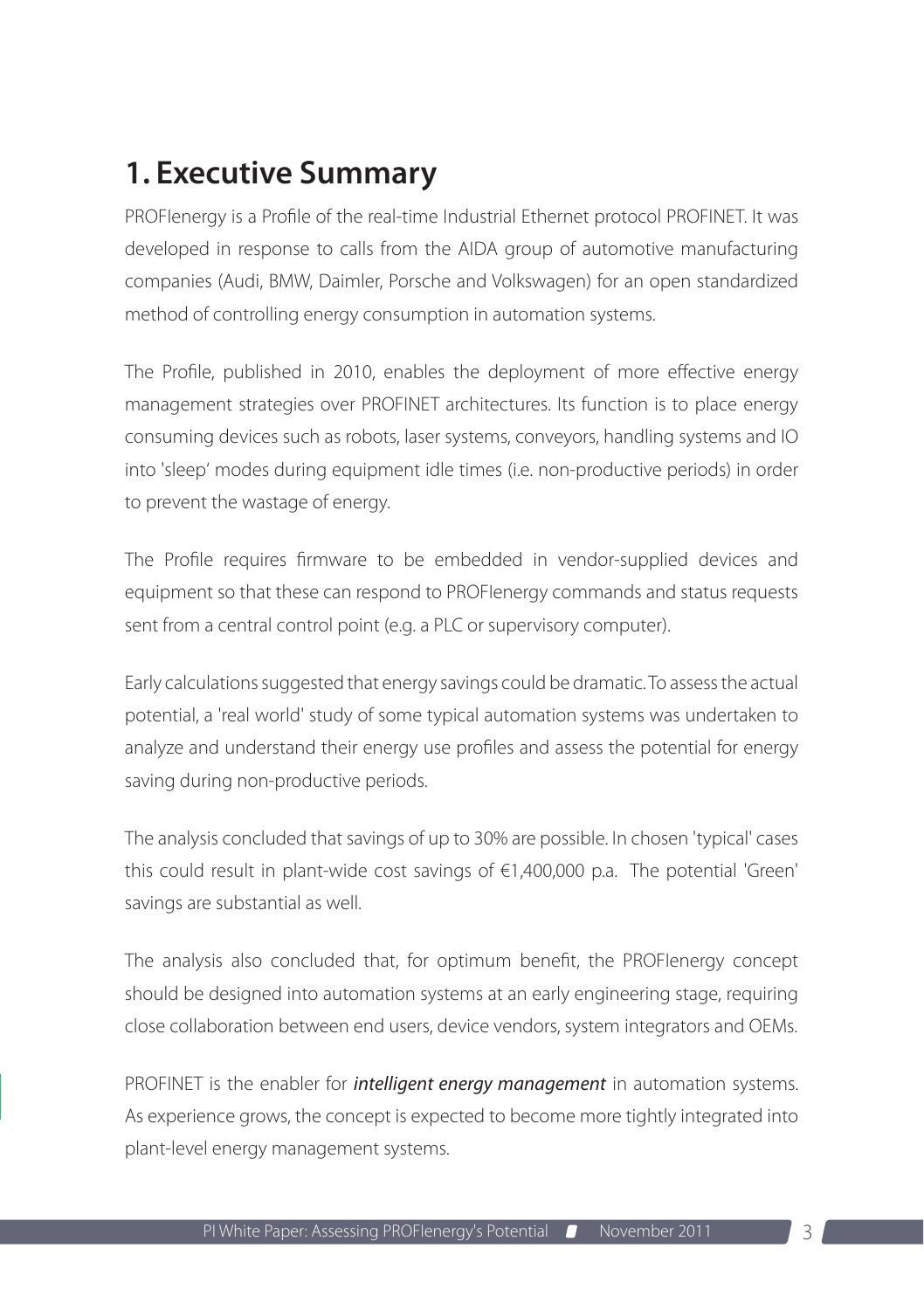# 1. Executive Summary

PROFIenergy is a Profile of the real-time Industrial Ethernet protocol PROFINET. It was developed in response to calls from the AIDA group of automotive manufacturing companies (Audi, BMW, Daimler, Porsche and Volkswagen) for an open standardized method of controlling energy consumption in automation systems.

The Profile, published in 2010, enables the deployment of more effective energy management strategies over PROFINET architectures. Its function is to place energy consuming devices such as robots, laser systems, conveyors, handling systems and IO into 'sleep' modes during equipment idle times (i.e. non-productive periods) in order to prevent the wastage of energy.

The Profile requires firmware to be embedded in vendor-supplied devices and equipment so that these can respond to PROFIenergy commands and status requests sent from a central control point (e.g. a PLC or supervisory computer).

Early calculations suggested that energy savings could be dramatic. To assess the actual potential, a 'real world' study of some typical automation systems was undertaken to analyze and understand their energy use profiles and assess the potential for energy saving during non-productive periods.

The analysis concluded that savings of up to 30% are possible. In chosen 'typical' cases this could result in plant-wide cost savings of €1,400,000 p.a. The potential 'Green' savings are substantial as well.

The analysis also concluded that, for optimum benefit, the PROFIenergy concept should be designed into automation systems at an early engineering stage, requiring close collaboration between end users, device vendors, system integrators and OEMs.

PROFINET is the enabler for ***intelligent energy management*** in automation systems. As experience grows, the concept is expected to become more tightly integrated into plant-level energy management systems.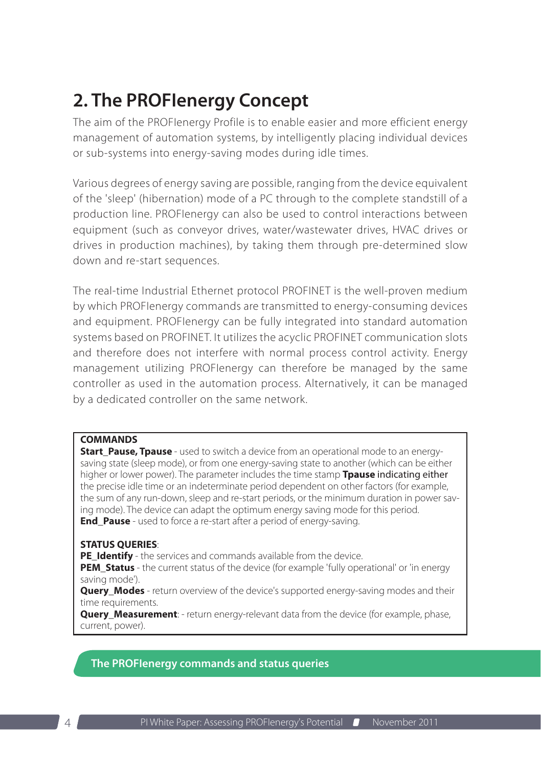## 2. The PROFIenergy Concept

The aim of the PROFIenergy Profile is to enable easier and more efficient energy management of automation systems, by intelligently placing individual devices or sub-systems into energy-saving modes during idle times.

Various degrees of energy saving are possible, ranging from the device equivalent of the 'sleep' (hibernation) mode of a PC through to the complete standstill of a production line. PROFIenergy can also be used to control interactions between equipment (such as conveyor drives, water/wastewater drives, HVAC drives or drives in production machines), by taking them through pre-determined slow down and re-start sequences.

The real-time Industrial Ethernet protocol PROFINET is the well-proven medium by which PROFIenergy commands are transmitted to energy-consuming devices and equipment. PROFIenergy can be fully integrated into standard automation systems based on PROFINET. It utilizes the acyclic PROFINET communication slots and therefore does not interfere with normal process control activity. Energy management utilizing PROFIenergy can therefore be managed by the same controller as used in the automation process. Alternatively, it can be managed by a dedicated controller on the same network.

**COMMANDS**
**Start_Pause, Tpause** - used to switch a device from an operational mode to an energy-saving state (sleep mode), or from one energy-saving state to another (which can be either higher or lower power). The parameter includes the time stamp **Tpause** indicating either the precise idle time or an indeterminate period dependent on other factors (for example, the sum of any run-down, sleep and re-start periods, or the minimum duration in power saving mode). The device can adapt the optimum energy saving mode for this period.
**End_Pause** - used to force a re-start after a period of energy-saving.

**STATUS QUERIES**:
**PE_Identify** - the services and commands available from the device.
**PEM_Status** - the current status of the device (for example 'fully operational' or 'in energy saving mode').
**Query_Modes** - return overview of the device's supported energy-saving modes and their time requirements.
**Query_Measurement**: - return energy-relevant data from the device (for example, phase, current, power).

**The PROFIenergy commands and status queries**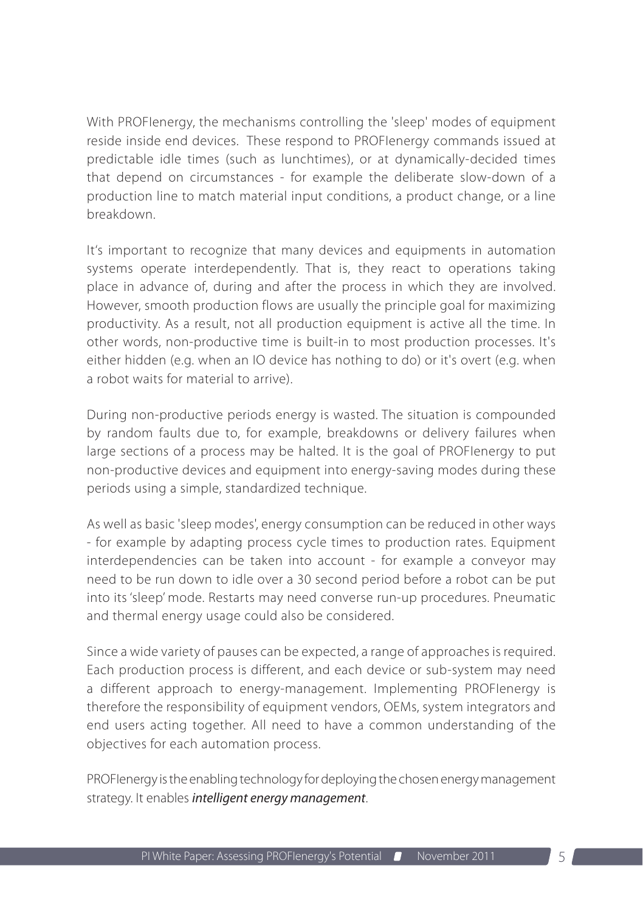With PROFIenergy, the mechanisms controlling the 'sleep' modes of equipment reside inside end devices. These respond to PROFIenergy commands issued at predictable idle times (such as lunchtimes), or at dynamically-decided times that depend on circumstances - for example the deliberate slow-down of a production line to match material input conditions, a product change, or a line breakdown.

It's important to recognize that many devices and equipments in automation systems operate interdependently. That is, they react to operations taking place in advance of, during and after the process in which they are involved. However, smooth production flows are usually the principle goal for maximizing productivity. As a result, not all production equipment is active all the time. In other words, non-productive time is built-in to most production processes. It's either hidden (e.g. when an IO device has nothing to do) or it's overt (e.g. when a robot waits for material to arrive).

During non-productive periods energy is wasted. The situation is compounded by random faults due to, for example, breakdowns or delivery failures when large sections of a process may be halted. It is the goal of PROFIenergy to put non-productive devices and equipment into energy-saving modes during these periods using a simple, standardized technique.

As well as basic 'sleep modes', energy consumption can be reduced in other ways - for example by adapting process cycle times to production rates. Equipment interdependencies can be taken into account - for example a conveyor may need to be run down to idle over a 30 second period before a robot can be put into its 'sleep' mode. Restarts may need converse run-up procedures. Pneumatic and thermal energy usage could also be considered.

Since a wide variety of pauses can be expected, a range of approaches is required. Each production process is different, and each device or sub-system may need a different approach to energy-management. Implementing PROFIenergy is therefore the responsibility of equipment vendors, OEMs, system integrators and end users acting together. All need to have a common understanding of the objectives for each automation process.

PROFIenergy is the enabling technology for deploying the chosen energy management strategy. It enables ***intelligent energy management***.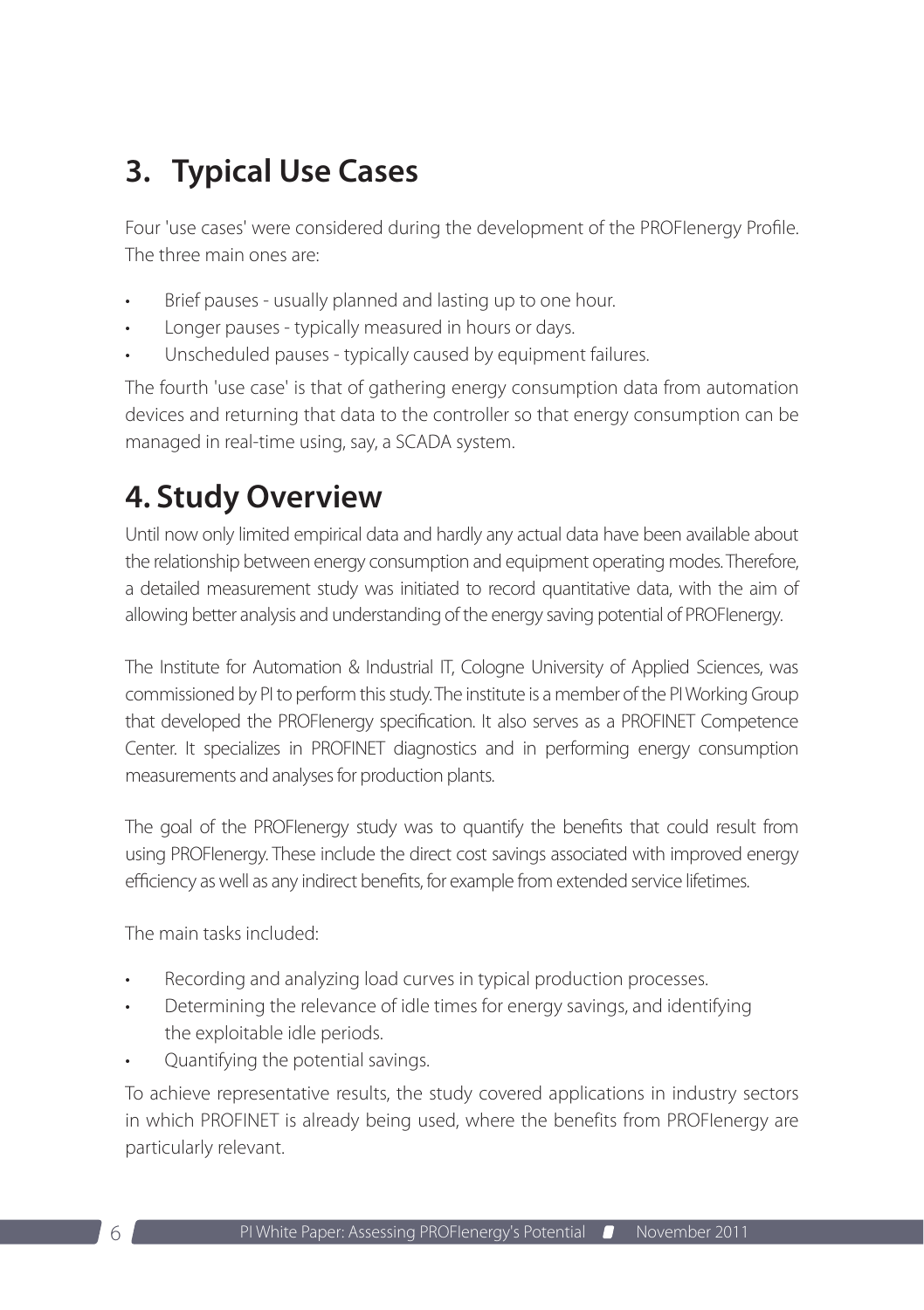## 3. Typical Use Cases

Four 'use cases' were considered during the development of the PROFIenergy Profile. The three main ones are:

- Brief pauses - usually planned and lasting up to one hour.
- Longer pauses - typically measured in hours or days.
- Unscheduled pauses - typically caused by equipment failures.

The fourth 'use case' is that of gathering energy consumption data from automation devices and returning that data to the controller so that energy consumption can be managed in real-time using, say, a SCADA system.

## 4. Study Overview

Until now only limited empirical data and hardly any actual data have been available about the relationship between energy consumption and equipment operating modes. Therefore, a detailed measurement study was initiated to record quantitative data, with the aim of allowing better analysis and understanding of the energy saving potential of PROFIenergy.

The Institute for Automation & Industrial IT, Cologne University of Applied Sciences, was commissioned by PI to perform this study. The institute is a member of the PI Working Group that developed the PROFIenergy specification. It also serves as a PROFINET Competence Center. It specializes in PROFINET diagnostics and in performing energy consumption measurements and analyses for production plants.

The goal of the PROFIenergy study was to quantify the benefits that could result from using PROFIenergy. These include the direct cost savings associated with improved energy efficiency as well as any indirect benefits, for example from extended service lifetimes.

The main tasks included:

- Recording and analyzing load curves in typical production processes.
- Determining the relevance of idle times for energy savings, and identifying the exploitable idle periods.
- Quantifying the potential savings.

To achieve representative results, the study covered applications in industry sectors in which PROFINET is already being used, where the benefits from PROFIenergy are particularly relevant.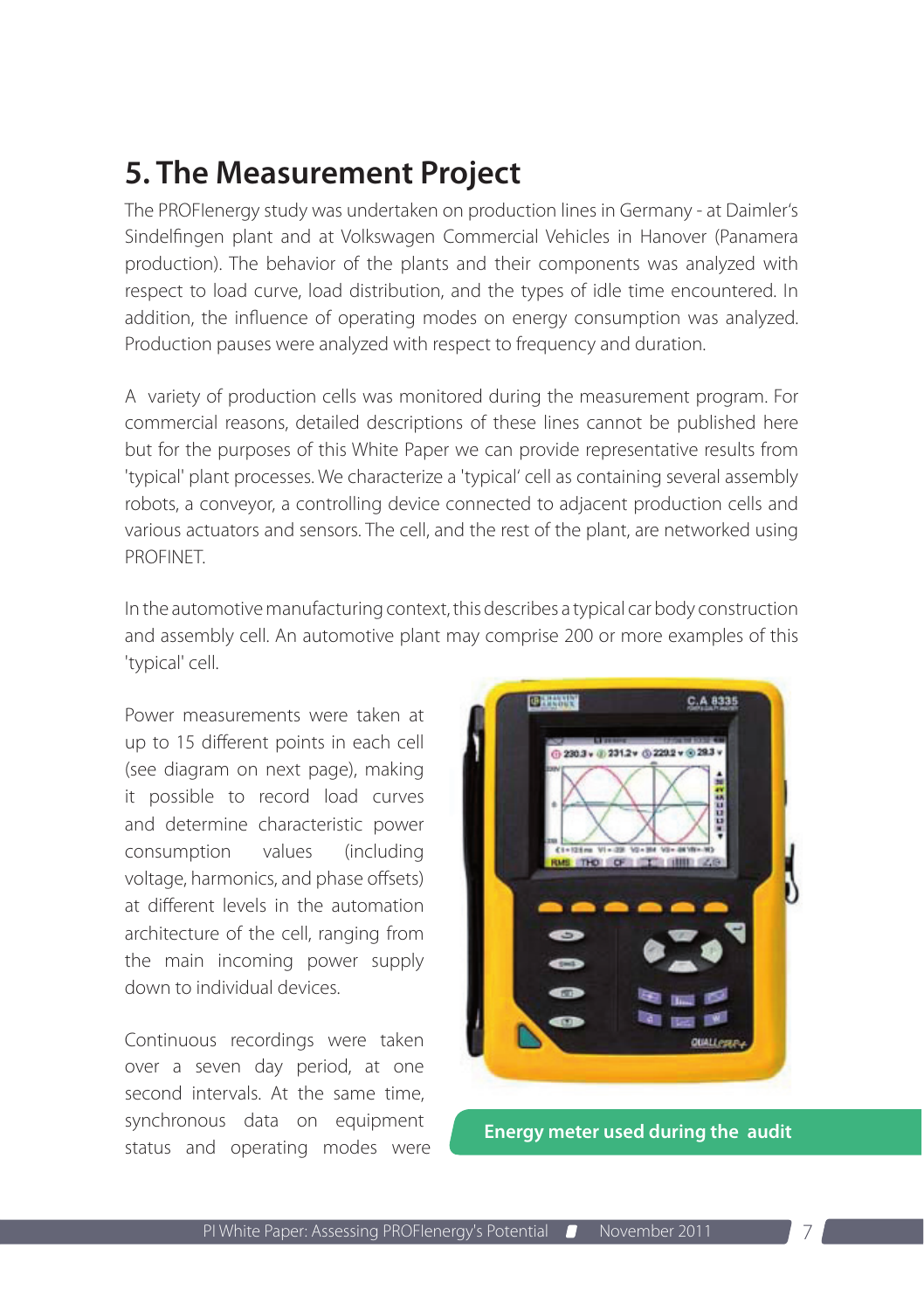## 5. The Measurement Project

The PROFIenergy study was undertaken on production lines in Germany - at Daimler's Sindelfingen plant and at Volkswagen Commercial Vehicles in Hanover (Panamera production). The behavior of the plants and their components was analyzed with respect to load curve, load distribution, and the types of idle time encountered. In addition, the influence of operating modes on energy consumption was analyzed. Production pauses were analyzed with respect to frequency and duration.

A variety of production cells was monitored during the measurement program. For commercial reasons, detailed descriptions of these lines cannot be published here but for the purposes of this White Paper we can provide representative results from 'typical' plant processes. We characterize a 'typical' cell as containing several assembly robots, a conveyor, a controlling device connected to adjacent production cells and various actuators and sensors. The cell, and the rest of the plant, are networked using PROFINET.

In the automotive manufacturing context, this describes a typical car body construction and assembly cell. An automotive plant may comprise 200 or more examples of this 'typical' cell.

Power measurements were taken at up to 15 different points in each cell (see diagram on next page), making it possible to record load curves and determine characteristic power consumption values (including voltage, harmonics, and phase offsets) at different levels in the automation architecture of the cell, ranging from the main incoming power supply down to individual devices.

Continuous recordings were taken over a seven day period, at one second intervals. At the same time, synchronous data on equipment status and operating modes were

**Energy meter used during the audit**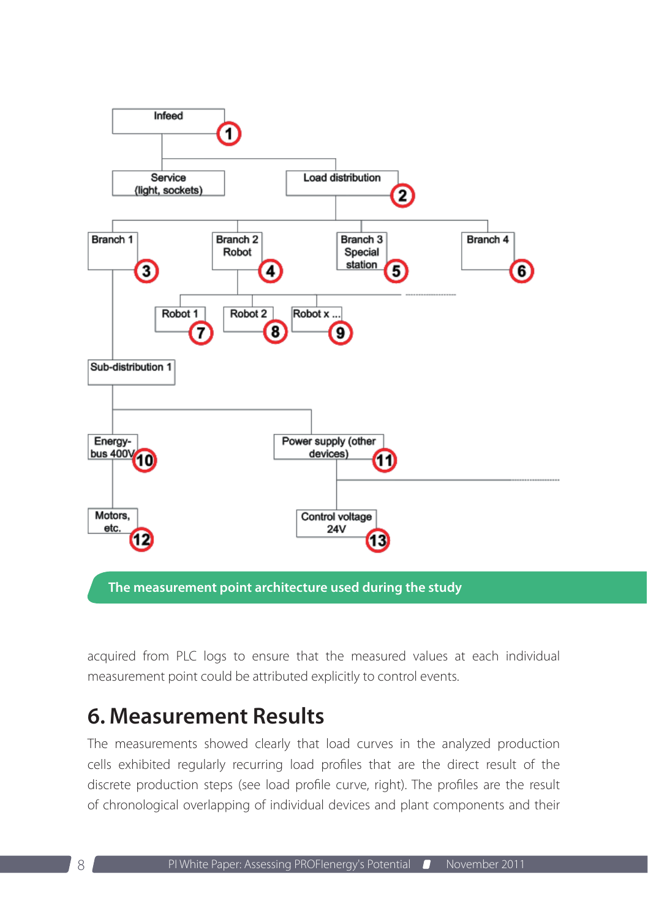The measurement point architecture used during the study

acquired from PLC logs to ensure that the measured values at each individual measurement point could be attributed explicitly to control events.

## 6. Measurement Results

The measurements showed clearly that load curves in the analyzed production cells exhibited regularly recurring load profiles that are the direct result of the discrete production steps (see load profile curve, right). The profiles are the result of chronological overlapping of individual devices and plant components and their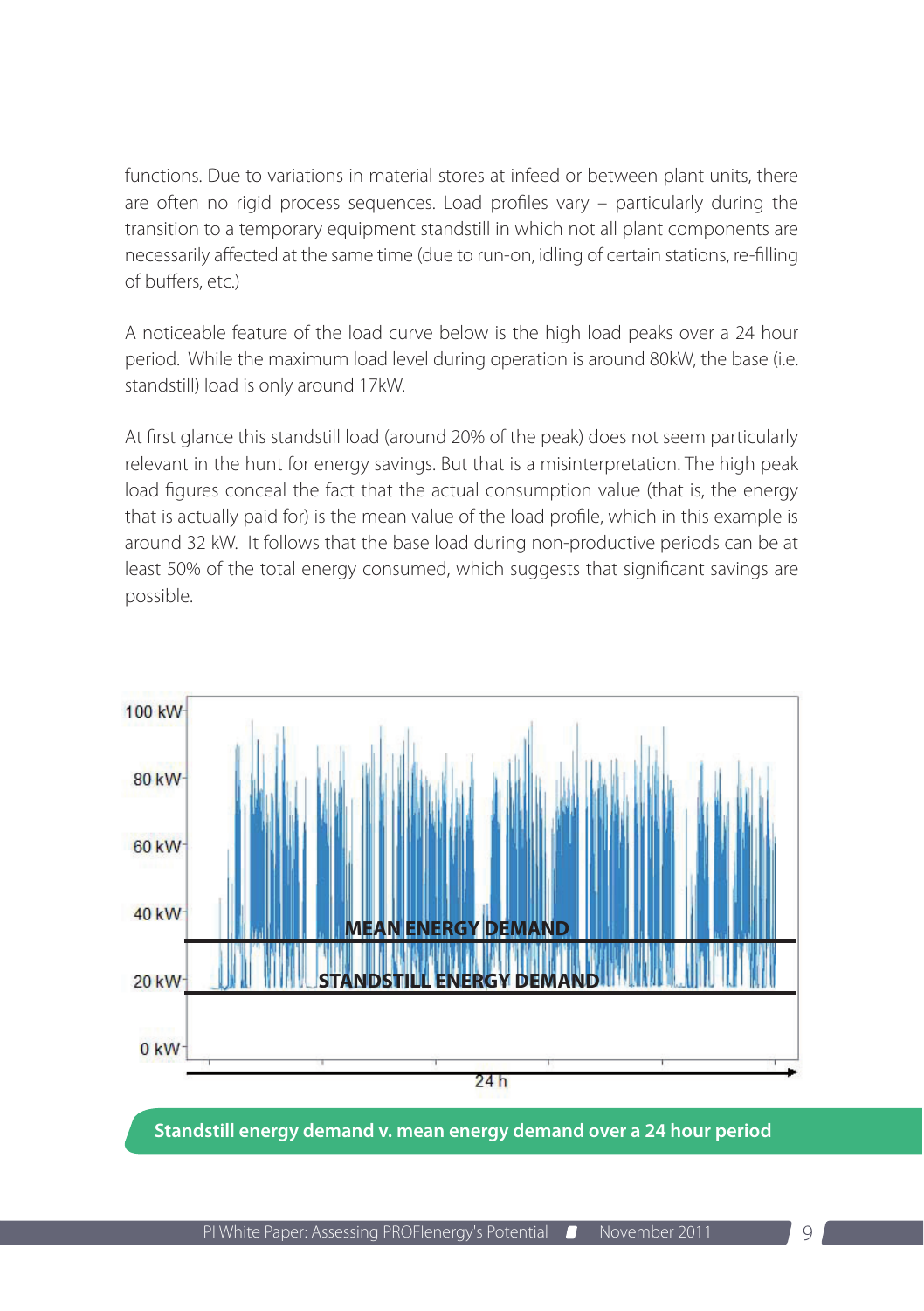functions. Due to variations in material stores at infeed or between plant units, there are often no rigid process sequences. Load profiles vary – particularly during the transition to a temporary equipment standstill in which not all plant components are necessarily affected at the same time (due to run-on, idling of certain stations, re-filling of buffers, etc.)

A noticeable feature of the load curve below is the high load peaks over a 24 hour period. While the maximum load level during operation is around 80kW, the base (i.e. standstill) load is only around 17kW.

At first glance this standstill load (around 20% of the peak) does not seem particularly relevant in the hunt for energy savings. But that is a misinterpretation. The high peak load figures conceal the fact that the actual consumption value (that is, the energy that is actually paid for) is the mean value of the load profile, which in this example is around 32 kW. It follows that the base load during non-productive periods can be at least 50% of the total energy consumed, which suggests that significant savings are possible.

**Standstill energy demand v. mean energy demand over a 24 hour period**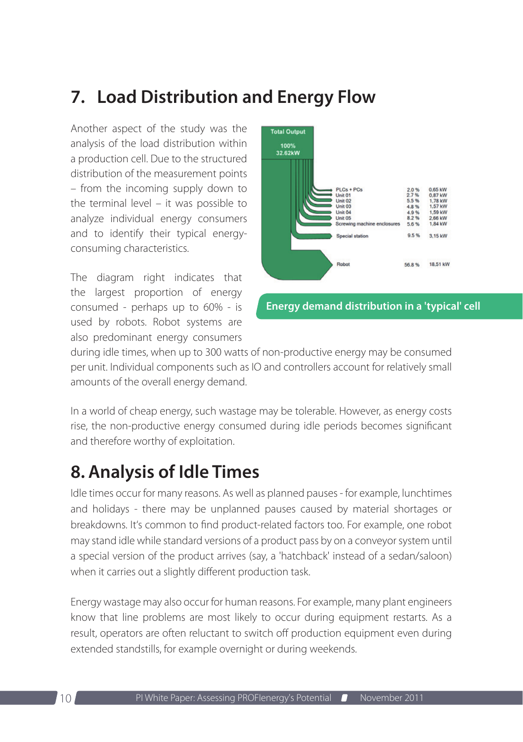## 7. Load Distribution and Energy Flow

Another aspect of the study was the analysis of the load distribution within a production cell. Due to the structured distribution of the measurement points – from the incoming supply down to the terminal level – it was possible to analyze individual energy consumers and to identify their typical energy-consuming characteristics.

| Total Output | 100 % | 32.62kW |
|---|---|---|
| PLCs + PCs | 2.0 % | 0,65 kW |
| Unit 01 | 2.7 % | 0,87 kW |
| Unit 02 | 5.5 % | 1,78 kW |
| Unit 03 | 4.8 % | 1,57 kW |
| Unit 04 | 4.9 % | 1,59 kW |
| Unit 05 | 8.2 % | 2,66 kW |
| Screwing machine enclosures | 5.6 % | 1,84 kW |
| Special station | 9.5 % | 3,15 kW |
| Robot | 56.8 % | 18,51 kW |

**Energy demand distribution in a 'typical' cell**

The diagram right indicates that the largest proportion of energy consumed - perhaps up to 60% - is used by robots. Robot systems are also predominant energy consumers during idle times, when up to 300 watts of non-productive energy may be consumed per unit. Individual components such as IO and controllers account for relatively small amounts of the overall energy demand.

In a world of cheap energy, such wastage may be tolerable. However, as energy costs rise, the non-productive energy consumed during idle periods becomes significant and therefore worthy of exploitation.

## 8. Analysis of Idle Times

Idle times occur for many reasons. As well as planned pauses - for example, lunchtimes and holidays - there may be unplanned pauses caused by material shortages or breakdowns. It's common to find product-related factors too. For example, one robot may stand idle while standard versions of a product pass by on a conveyor system until a special version of the product arrives (say, a 'hatchback' instead of a sedan/saloon) when it carries out a slightly different production task.

Energy wastage may also occur for human reasons. For example, many plant engineers know that line problems are most likely to occur during equipment restarts. As a result, operators are often reluctant to switch off production equipment even during extended standstills, for example overnight or during weekends.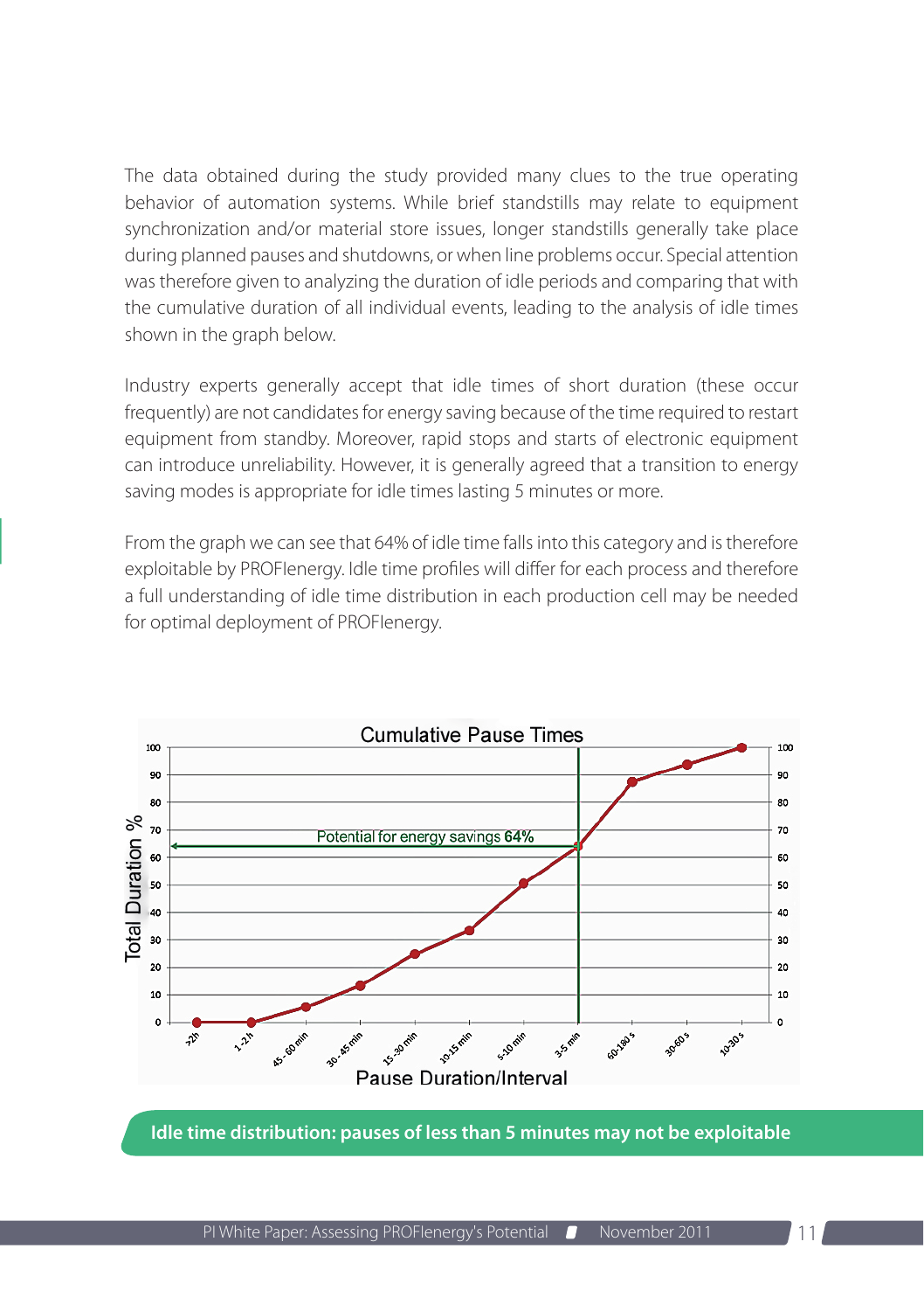The data obtained during the study provided many clues to the true operating behavior of automation systems. While brief standstills may relate to equipment synchronization and/or material store issues, longer standstills generally take place during planned pauses and shutdowns, or when line problems occur. Special attention was therefore given to analyzing the duration of idle periods and comparing that with the cumulative duration of all individual events, leading to the analysis of idle times shown in the graph below.

Industry experts generally accept that idle times of short duration (these occur frequently) are not candidates for energy saving because of the time required to restart equipment from standby. Moreover, rapid stops and starts of electronic equipment can introduce unreliability. However, it is generally agreed that a transition to energy saving modes is appropriate for idle times lasting 5 minutes or more.

From the graph we can see that 64% of idle time falls into this category and is therefore exploitable by PROFIenergy. Idle time profiles will differ for each process and therefore a full understanding of idle time distribution in each production cell may be needed for optimal deployment of PROFIenergy.

**Cumulative Pause Times**

Y-axis: Total Duration % (0–100)

X-axis: Pause Duration/Interval: >2h, 1-2 h, 45 - 60 min, 30 - 45 min, 15 -30 min, 10-15 min, 5-10 min, 3-5 min, 60-180 s, 30-60 s, 10-30 s

Potential for energy savings **64%**

**Idle time distribution: pauses of less than 5 minutes may not be exploitable**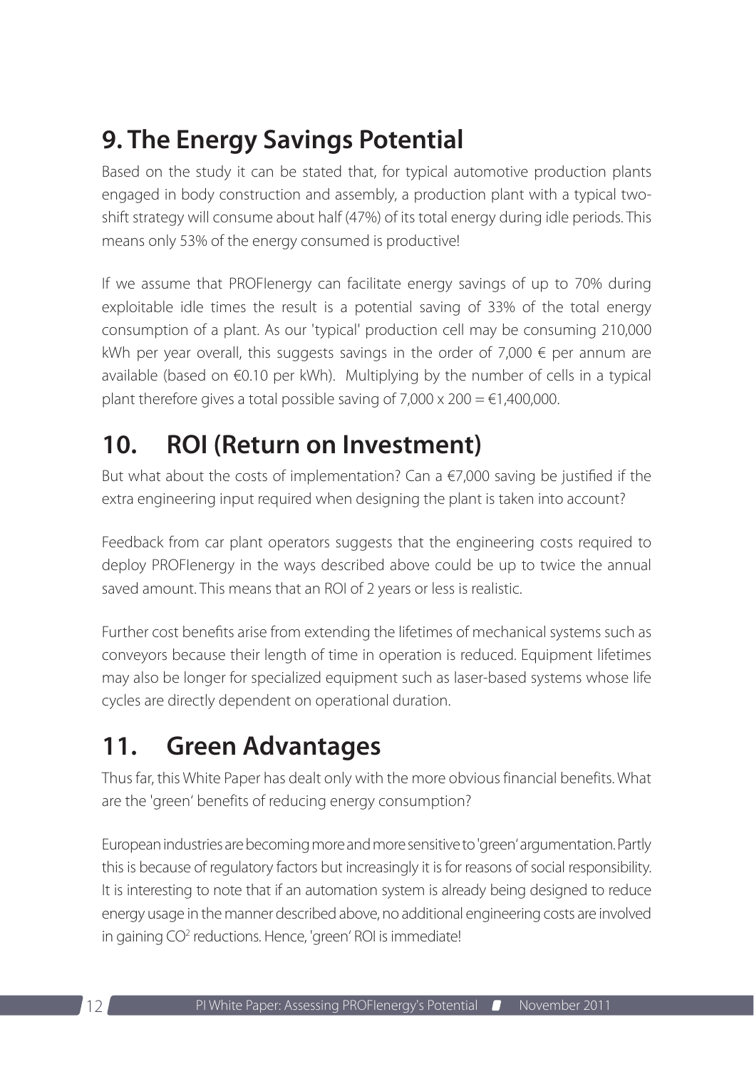## 9. The Energy Savings Potential

Based on the study it can be stated that, for typical automotive production plants engaged in body construction and assembly, a production plant with a typical two-shift strategy will consume about half (47%) of its total energy during idle periods. This means only 53% of the energy consumed is productive!

If we assume that PROFIenergy can facilitate energy savings of up to 70% during exploitable idle times the result is a potential saving of 33% of the total energy consumption of a plant. As our 'typical' production cell may be consuming 210,000 kWh per year overall, this suggests savings in the order of 7,000 € per annum are available (based on €0.10 per kWh). Multiplying by the number of cells in a typical plant therefore gives a total possible saving of 7,000 x 200 = €1,400,000.

## 10. ROI (Return on Investment)

But what about the costs of implementation? Can a €7,000 saving be justified if the extra engineering input required when designing the plant is taken into account?

Feedback from car plant operators suggests that the engineering costs required to deploy PROFIenergy in the ways described above could be up to twice the annual saved amount. This means that an ROI of 2 years or less is realistic.

Further cost benefits arise from extending the lifetimes of mechanical systems such as conveyors because their length of time in operation is reduced. Equipment lifetimes may also be longer for specialized equipment such as laser-based systems whose life cycles are directly dependent on operational duration.

## 11. Green Advantages

Thus far, this White Paper has dealt only with the more obvious financial benefits. What are the 'green' benefits of reducing energy consumption?

European industries are becoming more and more sensitive to 'green' argumentation. Partly this is because of regulatory factors but increasingly it is for reasons of social responsibility. It is interesting to note that if an automation system is already being designed to reduce energy usage in the manner described above, no additional engineering costs are involved in gaining $CO^2$ reductions. Hence, 'green' ROI is immediate!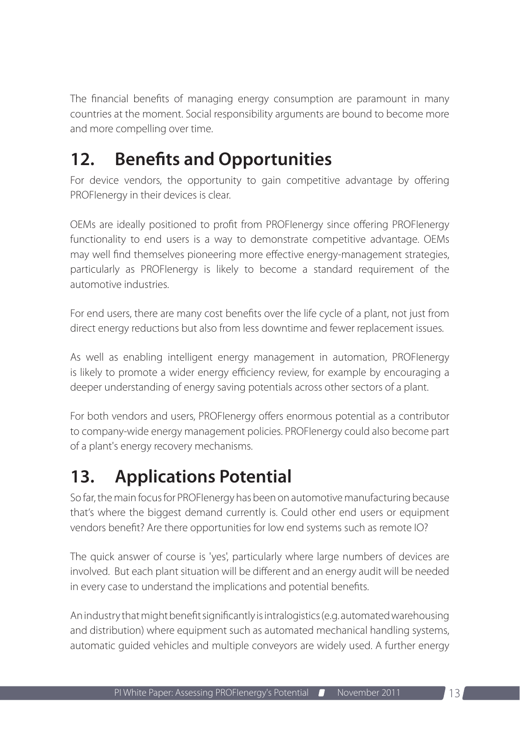The financial benefits of managing energy consumption are paramount in many countries at the moment. Social responsibility arguments are bound to become more and more compelling over time.

## 12. Benefits and Opportunities

For device vendors, the opportunity to gain competitive advantage by offering PROFIenergy in their devices is clear.

OEMs are ideally positioned to profit from PROFIenergy since offering PROFIenergy functionality to end users is a way to demonstrate competitive advantage. OEMs may well find themselves pioneering more effective energy-management strategies, particularly as PROFIenergy is likely to become a standard requirement of the automotive industries.

For end users, there are many cost benefits over the life cycle of a plant, not just from direct energy reductions but also from less downtime and fewer replacement issues.

As well as enabling intelligent energy management in automation, PROFIenergy is likely to promote a wider energy efficiency review, for example by encouraging a deeper understanding of energy saving potentials across other sectors of a plant.

For both vendors and users, PROFIenergy offers enormous potential as a contributor to company-wide energy management policies. PROFIenergy could also become part of a plant's energy recovery mechanisms.

## 13. Applications Potential

So far, the main focus for PROFIenergy has been on automotive manufacturing because that's where the biggest demand currently is. Could other end users or equipment vendors benefit? Are there opportunities for low end systems such as remote IO?

The quick answer of course is 'yes', particularly where large numbers of devices are involved. But each plant situation will be different and an energy audit will be needed in every case to understand the implications and potential benefits.

An industry that might benefit significantly is intralogistics (e.g. automated warehousing and distribution) where equipment such as automated mechanical handling systems, automatic guided vehicles and multiple conveyors are widely used. A further energy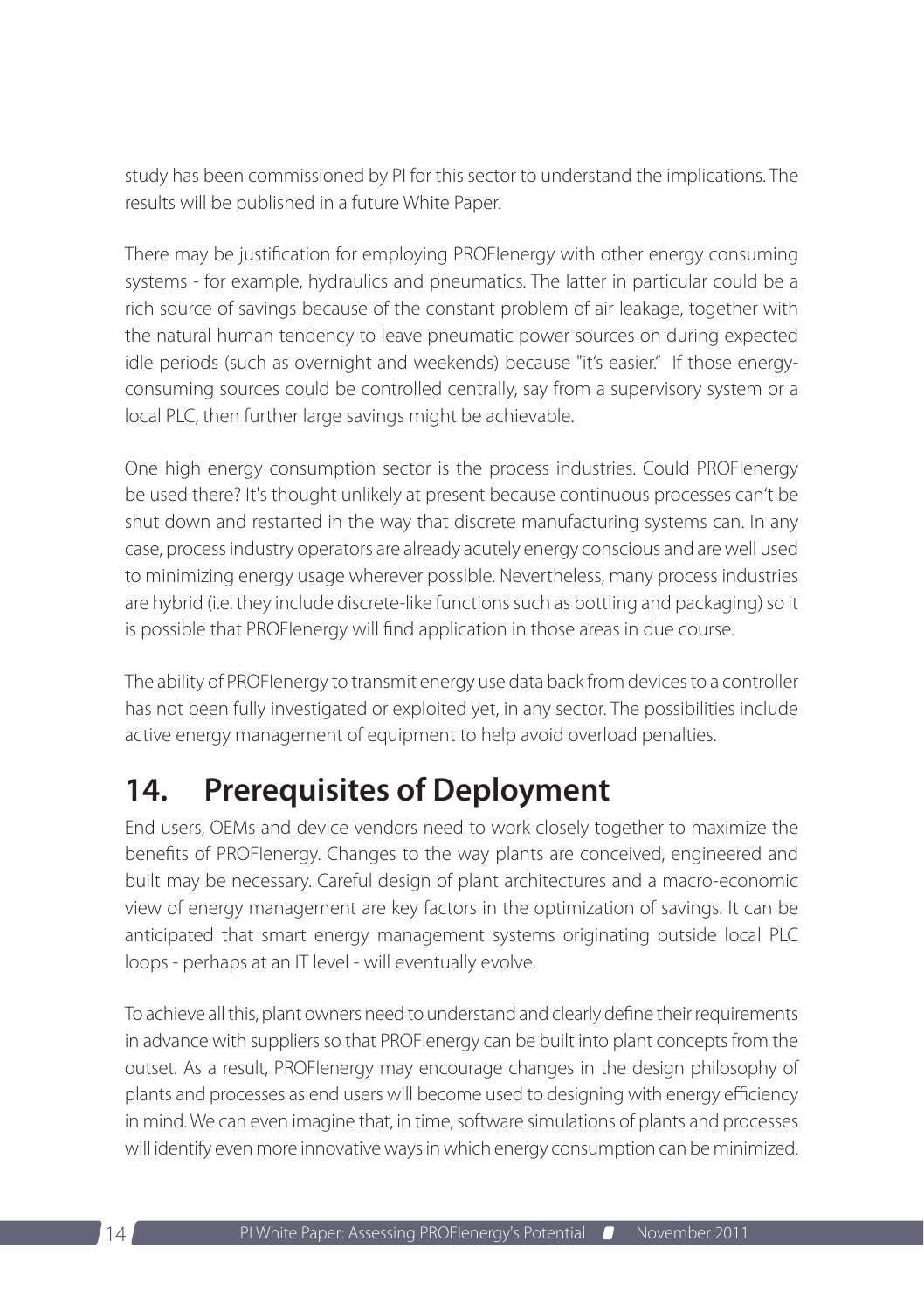study has been commissioned by PI for this sector to understand the implications. The results will be published in a future White Paper.

There may be justification for employing PROFIenergy with other energy consuming systems - for example, hydraulics and pneumatics. The latter in particular could be a rich source of savings because of the constant problem of air leakage, together with the natural human tendency to leave pneumatic power sources on during expected idle periods (such as overnight and weekends) because "it's easier." If those energy-consuming sources could be controlled centrally, say from a supervisory system or a local PLC, then further large savings might be achievable.

One high energy consumption sector is the process industries. Could PROFIenergy be used there? It's thought unlikely at present because continuous processes can't be shut down and restarted in the way that discrete manufacturing systems can. In any case, process industry operators are already acutely energy conscious and are well used to minimizing energy usage wherever possible. Nevertheless, many process industries are hybrid (i.e. they include discrete-like functions such as bottling and packaging) so it is possible that PROFIenergy will find application in those areas in due course.

The ability of PROFIenergy to transmit energy use data back from devices to a controller has not been fully investigated or exploited yet, in any sector. The possibilities include active energy management of equipment to help avoid overload penalties.

## 14. Prerequisites of Deployment

End users, OEMs and device vendors need to work closely together to maximize the benefits of PROFIenergy. Changes to the way plants are conceived, engineered and built may be necessary. Careful design of plant architectures and a macro-economic view of energy management are key factors in the optimization of savings. It can be anticipated that smart energy management systems originating outside local PLC loops - perhaps at an IT level - will eventually evolve.

To achieve all this, plant owners need to understand and clearly define their requirements in advance with suppliers so that PROFIenergy can be built into plant concepts from the outset. As a result, PROFIenergy may encourage changes in the design philosophy of plants and processes as end users will become used to designing with energy efficiency in mind. We can even imagine that, in time, software simulations of plants and processes will identify even more innovative ways in which energy consumption can be minimized.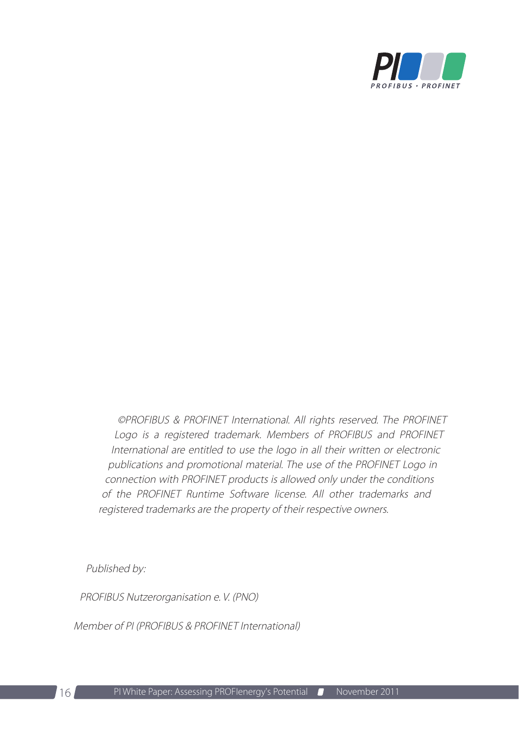*©PROFIBUS & PROFINET International. All rights reserved. The PROFINET Logo is a registered trademark. Members of PROFIBUS and PROFINET International are entitled to use the logo in all their written or electronic publications and promotional material. The use of the PROFINET Logo in connection with PROFINET products is allowed only under the conditions of the PROFINET Runtime Software license. All other trademarks and registered trademarks are the property of their respective owners.*

*Published by:*

*PROFIBUS Nutzerorganisation e. V. (PNO)*

*Member of PI (PROFIBUS & PROFINET International)*